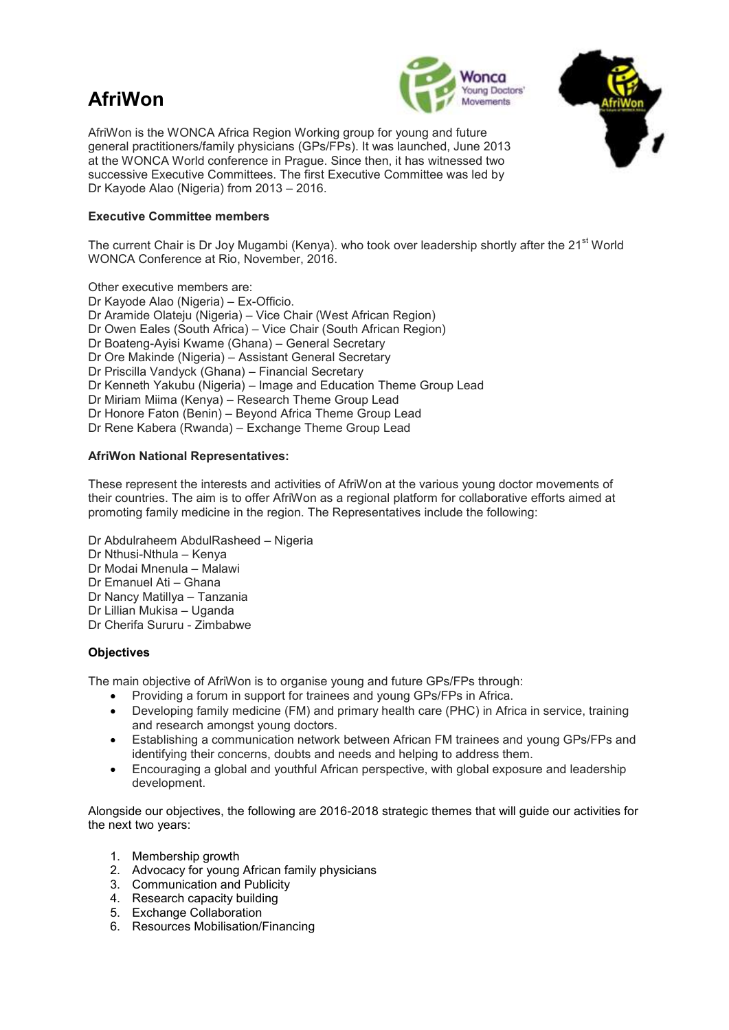# AfriWon

AfriWon is the WONCA Africa Region Working group for young and future general practitioners/family physicians (GPs/FPs). It was launched, June 2013 at the WONCA World conference in Prague. Since then, it has witnessed two successive Executive Committees. The first Executive Committee was led by Dr Kayode Alao (Nigeria) from 2013 – 2016.

### Executive Committee members

The current Chair is Dr Joy Mugambi (Kenya). who took over leadership shortly after the 21st World WONCA Conference at Rio, November, 2016.

Other executive members are:
Dr Kayode Alao (Nigeria) – Ex-Officio.
Dr Aramide Olateju (Nigeria) – Vice Chair (West African Region)
Dr Owen Eales (South Africa) – Vice Chair (South African Region)
Dr Boateng-Ayisi Kwame (Ghana) – General Secretary
Dr Ore Makinde (Nigeria) – Assistant General Secretary
Dr Priscilla Vandyck (Ghana) – Financial Secretary
Dr Kenneth Yakubu (Nigeria) – Image and Education Theme Group Lead
Dr Miriam Miima (Kenya) – Research Theme Group Lead
Dr Honore Faton (Benin) – Beyond Africa Theme Group Lead
Dr Rene Kabera (Rwanda) – Exchange Theme Group Lead

### AfriWon National Representatives:

These represent the interests and activities of AfriWon at the various young doctor movements of their countries. The aim is to offer AfriWon as a regional platform for collaborative efforts aimed at promoting family medicine in the region. The Representatives include the following:

Dr Abdulraheem AbdulRasheed – Nigeria
Dr Nthusi-Nthula – Kenya
Dr Modai Mnenula – Malawi
Dr Emanuel Ati – Ghana
Dr Nancy Matillya – Tanzania
Dr Lillian Mukisa – Uganda
Dr Cherifa Sururu - Zimbabwe

### Objectives

The main objective of AfriWon is to organise young and future GPs/FPs through:

- Providing a forum in support for trainees and young GPs/FPs in Africa.
- Developing family medicine (FM) and primary health care (PHC) in Africa in service, training and research amongst young doctors.
- Establishing a communication network between African FM trainees and young GPs/FPs and identifying their concerns, doubts and needs and helping to address them.
- Encouraging a global and youthful African perspective, with global exposure and leadership development.

Alongside our objectives, the following are 2016-2018 strategic themes that will guide our activities for the next two years:

1. Membership growth
2. Advocacy for young African family physicians
3. Communication and Publicity
4. Research capacity building
5. Exchange Collaboration
6. Resources Mobilisation/Financing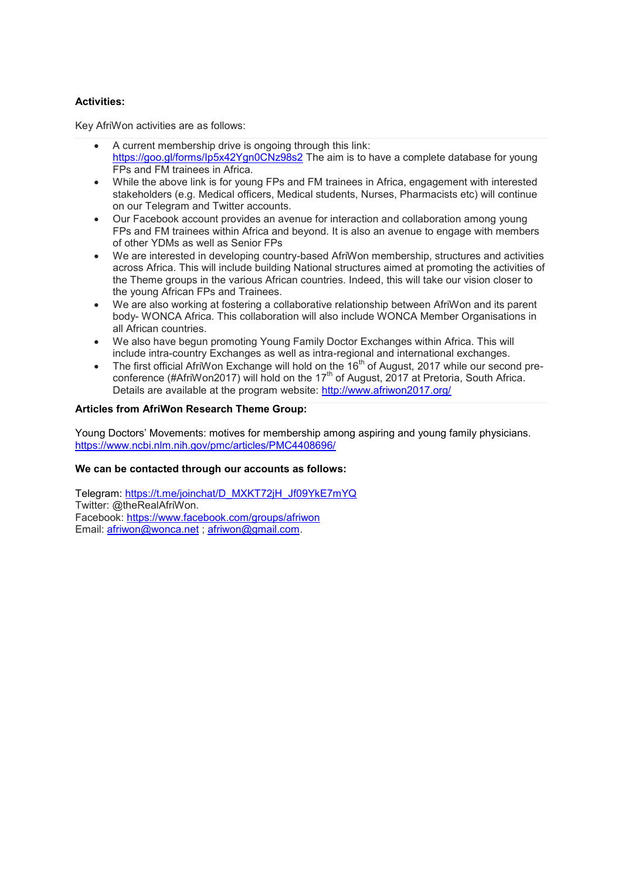**Activities:**

Key AfriWon activities are as follows:

- A current membership drive is ongoing through this link: https://goo.gl/forms/Ip5x42Ygn0CNz98s2 The aim is to have a complete database for young FPs and FM trainees in Africa.
- While the above link is for young FPs and FM trainees in Africa, engagement with interested stakeholders (e.g. Medical officers, Medical students, Nurses, Pharmacists etc) will continue on our Telegram and Twitter accounts.
- Our Facebook account provides an avenue for interaction and collaboration among young FPs and FM trainees within Africa and beyond. It is also an avenue to engage with members of other YDMs as well as Senior FPs
- We are interested in developing country-based AfriWon membership, structures and activities across Africa. This will include building National structures aimed at promoting the activities of the Theme groups in the various African countries. Indeed, this will take our vision closer to the young African FPs and Trainees.
- We are also working at fostering a collaborative relationship between AfriWon and its parent body- WONCA Africa. This collaboration will also include WONCA Member Organisations in all African countries.
- We also have begun promoting Young Family Doctor Exchanges within Africa. This will include intra-country Exchanges as well as intra-regional and international exchanges.
- The first official AfriWon Exchange will hold on the 16th of August, 2017 while our second pre-conference (#AfriWon2017) will hold on the 17th of August, 2017 at Pretoria, South Africa. Details are available at the program website: http://www.afriwon2017.org/

**Articles from AfriWon Research Theme Group:**

Young Doctors' Movements: motives for membership among aspiring and young family physicians. https://www.ncbi.nlm.nih.gov/pmc/articles/PMC4408696/

**We can be contacted through our accounts as follows:**

Telegram: https://t.me/joinchat/D_MXKT72jH_Jf09YkE7mYQ
Twitter: @theRealAfriWon.
Facebook: https://www.facebook.com/groups/afriwon
Email: afriwon@wonca.net ; afriwon@gmail.com.